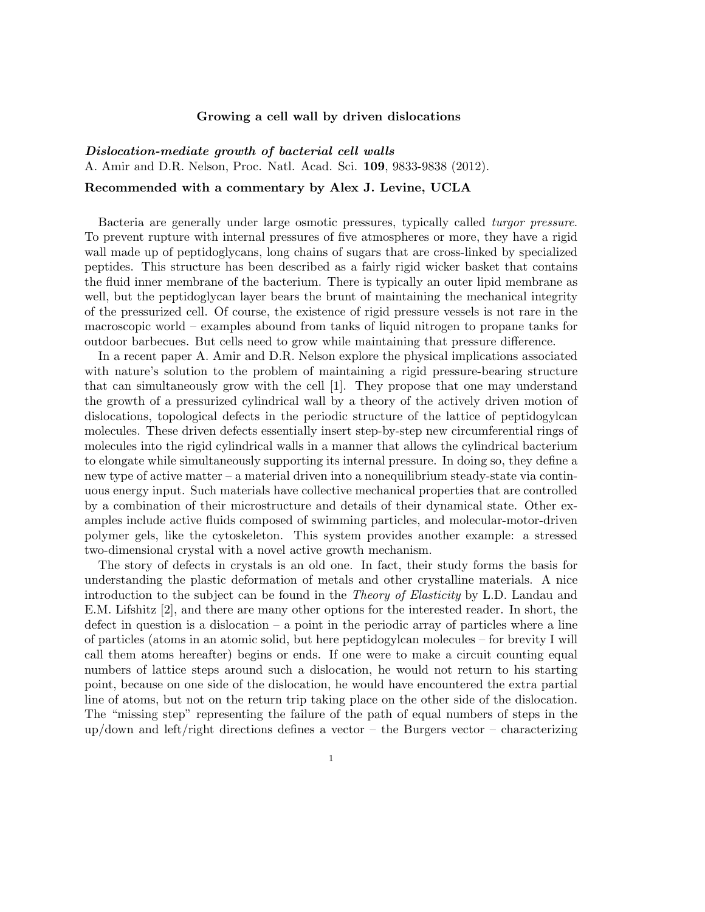**Growing a cell wall by driven dislocations**

***Dislocation-mediate growth of bacterial cell walls***
A. Amir and D.R. Nelson, Proc. Natl. Acad. Sci. **109**, 9833-9838 (2012).

**Recommended with a commentary by Alex J. Levine, UCLA**

Bacteria are generally under large osmotic pressures, typically called *turgor pressure.* To prevent rupture with internal pressures of five atmospheres or more, they have a rigid wall made up of peptidoglycans, long chains of sugars that are cross-linked by specialized peptides. This structure has been described as a fairly rigid wicker basket that contains the fluid inner membrane of the bacterium. There is typically an outer lipid membrane as well, but the peptidoglycan layer bears the brunt of maintaining the mechanical integrity of the pressurized cell. Of course, the existence of rigid pressure vessels is not rare in the macroscopic world – examples abound from tanks of liquid nitrogen to propane tanks for outdoor barbecues. But cells need to grow while maintaining that pressure difference.

In a recent paper A. Amir and D.R. Nelson explore the physical implications associated with nature's solution to the problem of maintaining a rigid pressure-bearing structure that can simultaneously grow with the cell [1]. They propose that one may understand the growth of a pressurized cylindrical wall by a theory of the actively driven motion of dislocations, topological defects in the periodic structure of the lattice of peptidogylcan molecules. These driven defects essentially insert step-by-step new circumferential rings of molecules into the rigid cylindrical walls in a manner that allows the cylindrical bacterium to elongate while simultaneously supporting its internal pressure. In doing so, they define a new type of active matter – a material driven into a nonequilibrium steady-state via continuous energy input. Such materials have collective mechanical properties that are controlled by a combination of their microstructure and details of their dynamical state. Other examples include active fluids composed of swimming particles, and molecular-motor-driven polymer gels, like the cytoskeleton. This system provides another example: a stressed two-dimensional crystal with a novel active growth mechanism.

The story of defects in crystals is an old one. In fact, their study forms the basis for understanding the plastic deformation of metals and other crystalline materials. A nice introduction to the subject can be found in the *Theory of Elasticity* by L.D. Landau and E.M. Lifshitz [2], and there are many other options for the interested reader. In short, the defect in question is a dislocation – a point in the periodic array of particles where a line of particles (atoms in an atomic solid, but here peptidogylcan molecules – for brevity I will call them atoms hereafter) begins or ends. If one were to make a circuit counting equal numbers of lattice steps around such a dislocation, he would not return to his starting point, because on one side of the dislocation, he would have encountered the extra partial line of atoms, but not on the return trip taking place on the other side of the dislocation. The "missing step" representing the failure of the path of equal numbers of steps in the up/down and left/right directions defines a vector – the Burgers vector – characterizing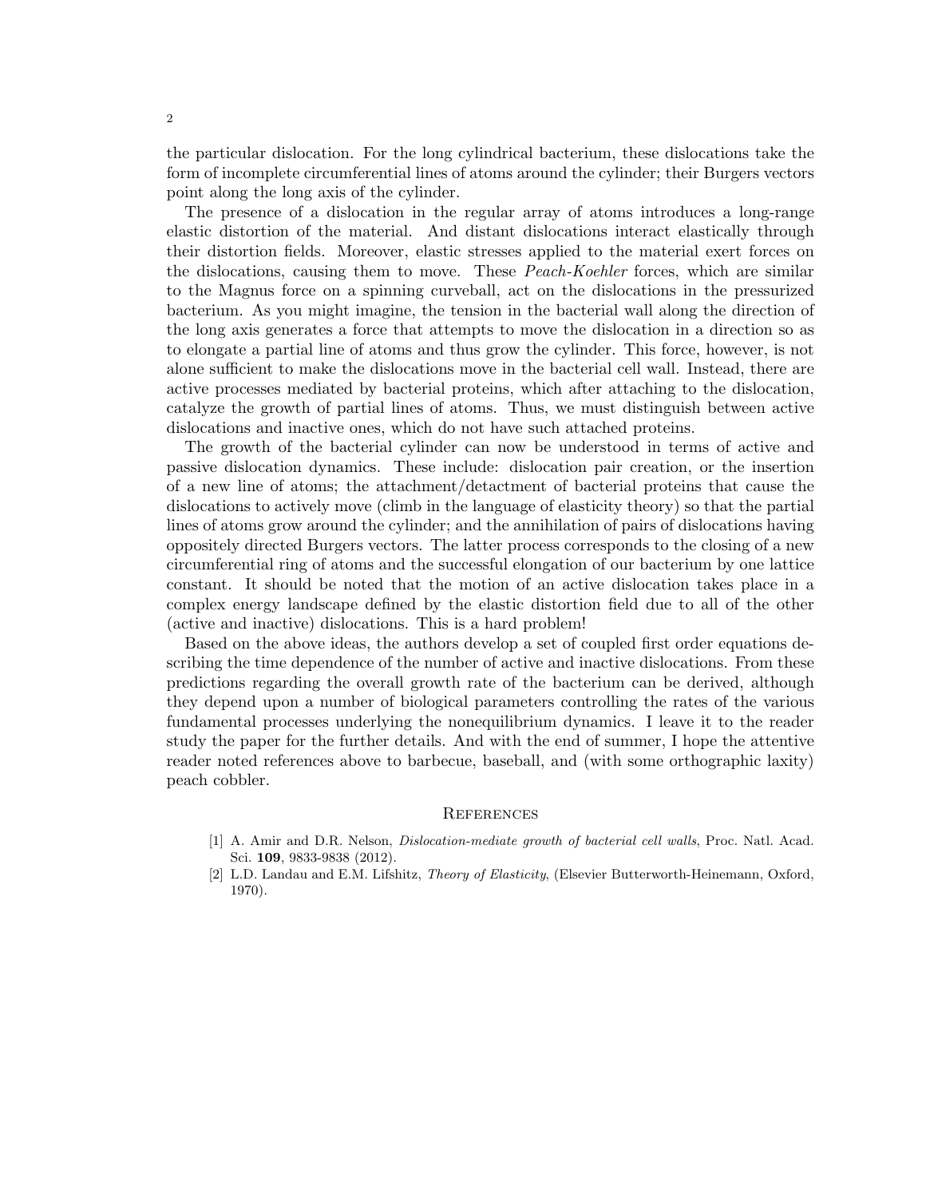the particular dislocation. For the long cylindrical bacterium, these dislocations take the form of incomplete circumferential lines of atoms around the cylinder; their Burgers vectors point along the long axis of the cylinder.

The presence of a dislocation in the regular array of atoms introduces a long-range elastic distortion of the material. And distant dislocations interact elastically through their distortion fields. Moreover, elastic stresses applied to the material exert forces on the dislocations, causing them to move. These *Peach-Koehler* forces, which are similar to the Magnus force on a spinning curveball, act on the dislocations in the pressurized bacterium. As you might imagine, the tension in the bacterial wall along the direction of the long axis generates a force that attempts to move the dislocation in a direction so as to elongate a partial line of atoms and thus grow the cylinder. This force, however, is not alone sufficient to make the dislocations move in the bacterial cell wall. Instead, there are active processes mediated by bacterial proteins, which after attaching to the dislocation, catalyze the growth of partial lines of atoms. Thus, we must distinguish between active dislocations and inactive ones, which do not have such attached proteins.

The growth of the bacterial cylinder can now be understood in terms of active and passive dislocation dynamics. These include: dislocation pair creation, or the insertion of a new line of atoms; the attachment/detactment of bacterial proteins that cause the dislocations to actively move (climb in the language of elasticity theory) so that the partial lines of atoms grow around the cylinder; and the annihilation of pairs of dislocations having oppositely directed Burgers vectors. The latter process corresponds to the closing of a new circumferential ring of atoms and the successful elongation of our bacterium by one lattice constant. It should be noted that the motion of an active dislocation takes place in a complex energy landscape defined by the elastic distortion field due to all of the other (active and inactive) dislocations. This is a hard problem!

Based on the above ideas, the authors develop a set of coupled first order equations describing the time dependence of the number of active and inactive dislocations. From these predictions regarding the overall growth rate of the bacterium can be derived, although they depend upon a number of biological parameters controlling the rates of the various fundamental processes underlying the nonequilibrium dynamics. I leave it to the reader study the paper for the further details. And with the end of summer, I hope the attentive reader noted references above to barbecue, baseball, and (with some orthographic laxity) peach cobbler.

## References

[1] A. Amir and D.R. Nelson, *Dislocation-mediate growth of bacterial cell walls*, Proc. Natl. Acad. Sci. **109**, 9833-9838 (2012).

[2] L.D. Landau and E.M. Lifshitz, *Theory of Elasticity*, (Elsevier Butterworth-Heinemann, Oxford, 1970).